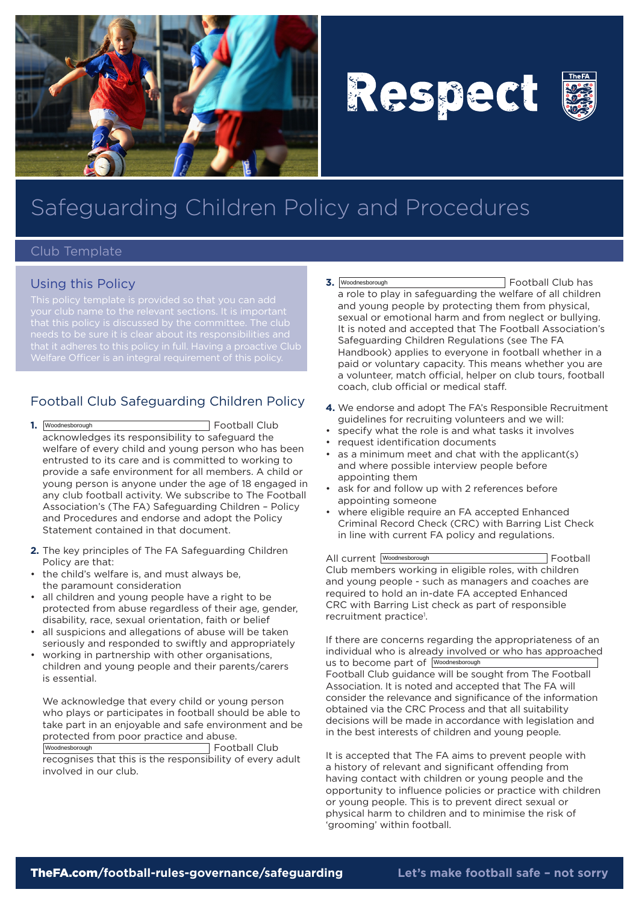Respect

# Safeguarding Children Policy and Procedures

Club Template

## Using this Policy

This policy template is provided so that you can add your club name to the relevant sections. It is important that this policy is discussed by the committee. The club needs to be sure it is clear about its responsibilities and that it adheres to this policy in full. Having a proactive Club Welfare Officer is an integral requirement of this policy.

## Football Club Safeguarding Children Policy

**1.** Woodnesborough Football Club acknowledges its responsibility to safeguard the welfare of every child and young person who has been entrusted to its care and is committed to working to provide a safe environment for all members. A child or young person is anyone under the age of 18 engaged in any club football activity. We subscribe to The Football Association's (The FA) Safeguarding Children – Policy and Procedures and endorse and adopt the Policy Statement contained in that document.

**2.** The key principles of The FA Safeguarding Children Policy are that:

- the child's welfare is, and must always be, the paramount consideration
- all children and young people have a right to be protected from abuse regardless of their age, gender, disability, race, sexual orientation, faith or belief
- all suspicions and allegations of abuse will be taken seriously and responded to swiftly and appropriately
- working in partnership with other organisations, children and young people and their parents/carers is essential.

We acknowledge that every child or young person who plays or participates in football should be able to take part in an enjoyable and safe environment and be protected from poor practice and abuse. Woodnesborough Football Club recognises that this is the responsibility of every adult involved in our club.

**3.** Woodnesborough Football Club has a role to play in safeguarding the welfare of all children and young people by protecting them from physical, sexual or emotional harm and from neglect or bullying. It is noted and accepted that The Football Association's Safeguarding Children Regulations (see The FA Handbook) applies to everyone in football whether in a paid or voluntary capacity. This means whether you are a volunteer, match official, helper on club tours, football coach, club official or medical staff.

**4.** We endorse and adopt The FA's Responsible Recruitment guidelines for recruiting volunteers and we will:

- specify what the role is and what tasks it involves
- request identification documents
- as a minimum meet and chat with the applicant(s) and where possible interview people before appointing them
- ask for and follow up with 2 references before appointing someone
- where eligible require an FA accepted Enhanced Criminal Record Check (CRC) with Barring List Check in line with current FA policy and regulations.

All current Woodnesborough Football Club members working in eligible roles, with children and young people - such as managers and coaches are required to hold an in-date FA accepted Enhanced CRC with Barring List check as part of responsible recruitment practice[1].

If there are concerns regarding the appropriateness of an individual who is already involved or who has approached us to become part of Woodnesborough Football Club guidance will be sought from The Football Association. It is noted and accepted that The FA will consider the relevance and significance of the information obtained via the CRC Process and that all suitability decisions will be made in accordance with legislation and in the best interests of children and young people.

It is accepted that The FA aims to prevent people with a history of relevant and significant offending from having contact with children or young people and the opportunity to influence policies or practice with children or young people. This is to prevent direct sexual or physical harm to children and to minimise the risk of 'grooming' within football.

**TheFA.com/football-rules-governance/safeguarding**

**Let's make football safe – not sorry**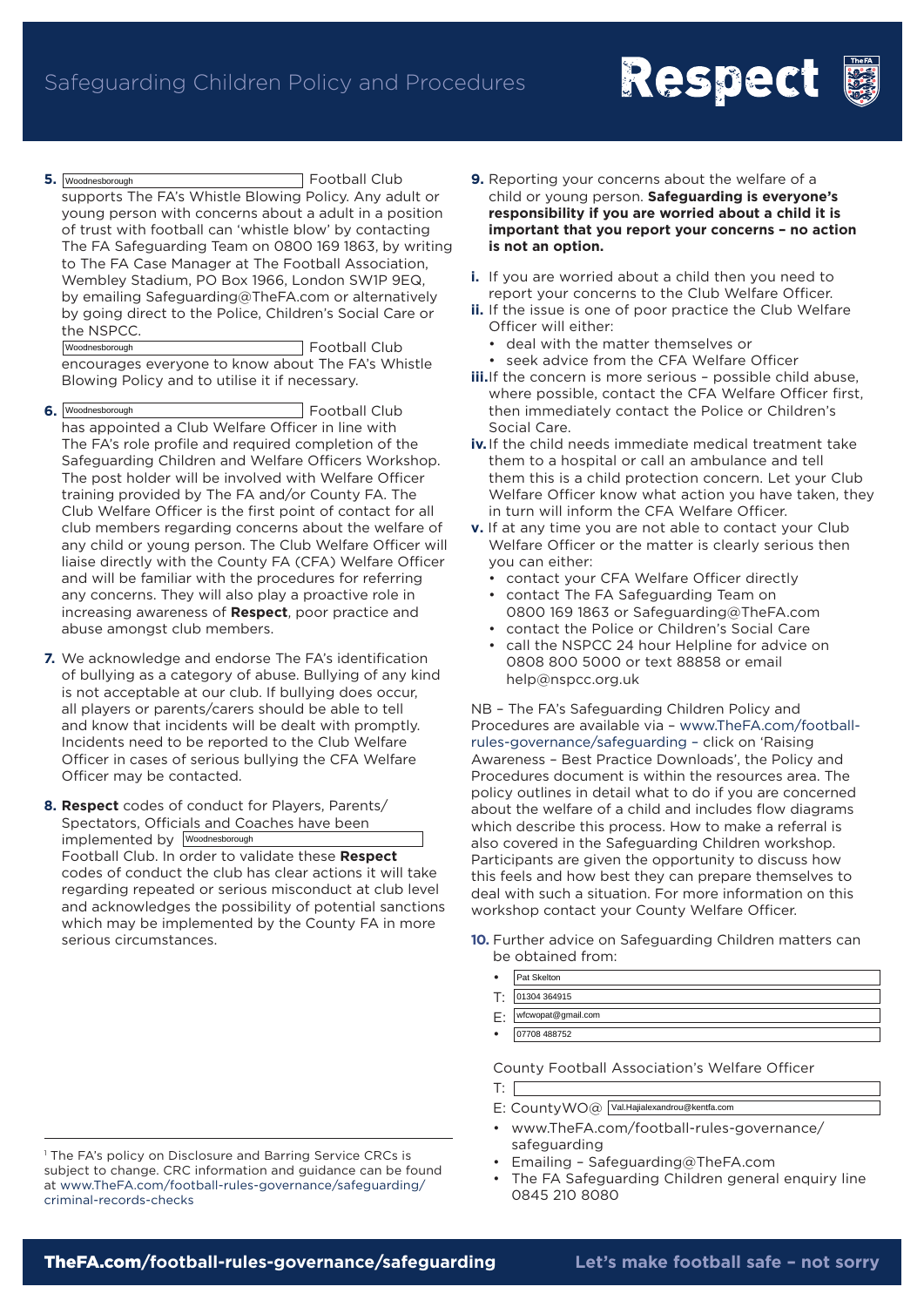5. Woodnesborough Football Club supports The FA's Whistle Blowing Policy. Any adult or young person with concerns about a adult in a position of trust with football can 'whistle blow' by contacting The FA Safeguarding Team on 0800 169 1863, by writing to The FA Case Manager at The Football Association, Wembley Stadium, PO Box 1966, London SW1P 9EQ, by emailing Safeguarding@TheFA.com or alternatively by going direct to the Police, Children's Social Care or the NSPCC.
   Woodnesborough Football Club encourages everyone to know about The FA's Whistle Blowing Policy and to utilise it if necessary.

6. Woodnesborough Football Club has appointed a Club Welfare Officer in line with The FA's role profile and required completion of the Safeguarding Children and Welfare Officers Workshop. The post holder will be involved with Welfare Officer training provided by The FA and/or County FA. The Club Welfare Officer is the first point of contact for all club members regarding concerns about the welfare of any child or young person. The Club Welfare Officer will liaise directly with the County FA (CFA) Welfare Officer and will be familiar with the procedures for referring any concerns. They will also play a proactive role in increasing awareness of **Respect**, poor practice and abuse amongst club members.

7. We acknowledge and endorse The FA's identification of bullying as a category of abuse. Bullying of any kind is not acceptable at our club. If bullying does occur, all players or parents/carers should be able to tell and know that incidents will be dealt with promptly. Incidents need to be reported to the Club Welfare Officer in cases of serious bullying the CFA Welfare Officer may be contacted.

8. **Respect** codes of conduct for Players, Parents/Spectators, Officials and Coaches have been implemented by Woodnesborough Football Club. In order to validate these **Respect** codes of conduct the club has clear actions it will take regarding repeated or serious misconduct at club level and acknowledges the possibility of potential sanctions which may be implemented by the County FA in more serious circumstances.

9. Reporting your concerns about the welfare of a child or young person. **Safeguarding is everyone's responsibility if you are worried about a child it is important that you report your concerns – no action is not an option.**

   i. If you are worried about a child then you need to report your concerns to the Club Welfare Officer.

   ii. If the issue is one of poor practice the Club Welfare Officer will either:
      - deal with the matter themselves or
      - seek advice from the CFA Welfare Officer

   iii. If the concern is more serious – possible child abuse, where possible, contact the CFA Welfare Officer first, then immediately contact the Police or Children's Social Care.

   iv. If the child needs immediate medical treatment take them to a hospital or call an ambulance and tell them this is a child protection concern. Let your Club Welfare Officer know what action you have taken, they in turn will inform the CFA Welfare Officer.

   v. If at any time you are not able to contact your Club Welfare Officer or the matter is clearly serious then you can either:
      - contact your CFA Welfare Officer directly
      - contact The FA Safeguarding Team on 0800 169 1863 or Safeguarding@TheFA.com
      - contact the Police or Children's Social Care
      - call the NSPCC 24 hour Helpline for advice on 0808 800 5000 or text 88858 or email help@nspcc.org.uk

NB – The FA's Safeguarding Children Policy and Procedures are available via – www.TheFA.com/football-rules-governance/safeguarding – click on 'Raising Awareness – Best Practice Downloads', the Policy and Procedures document is within the resources area. The policy outlines in detail what to do if you are concerned about the welfare of a child and includes flow diagrams which describe this process. How to make a referral is also covered in the Safeguarding Children workshop. Participants are given the opportunity to discuss how this feels and how best they can prepare themselves to deal with such a situation. For more information on this workshop contact your County Welfare Officer.

10. Further advice on Safeguarding Children matters can be obtained from:
   - Pat Skelton
   
   T: 01304 364915
   
   E: wfcwopat@gmail.com
   - 07708 488752

   County Football Association's Welfare Officer
   
   T:
   
   E: CountyWO@ Val.Hajialexandrou@kentfa.com
   - www.TheFA.com/football-rules-governance/safeguarding
   - Emailing – Safeguarding@TheFA.com
   - The FA Safeguarding Children general enquiry line 0845 210 8080

[1] The FA's policy on Disclosure and Barring Service CRCs is subject to change. CRC information and guidance can be found at www.TheFA.com/football-rules-governance/safeguarding/criminal-records-checks